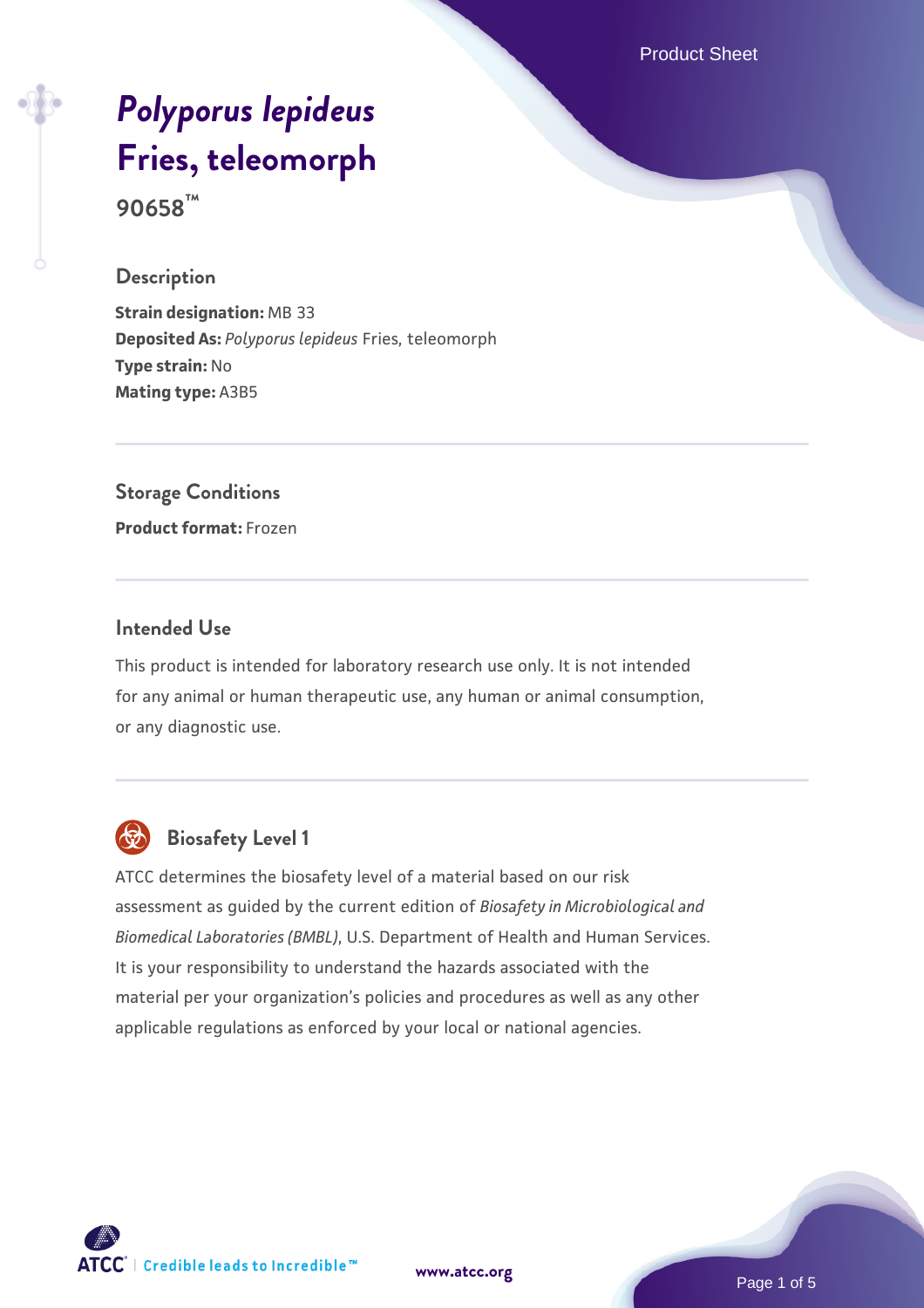# *Polyporus lepideus* Fries, teleomorph

**90658™**

## Description

**Strain designation:** MB 33
**Deposited As:** *Polyporus lepideus* Fries, teleomorph
**Type strain:** No
**Mating type:** A3B5

## Storage Conditions

**Product format:** Frozen

## Intended Use

This product is intended for laboratory research use only. It is not intended for any animal or human therapeutic use, any human or animal consumption, or any diagnostic use.

## Biosafety Level 1

ATCC determines the biosafety level of a material based on our risk assessment as guided by the current edition of *Biosafety in Microbiological and Biomedical Laboratories (BMBL)*, U.S. Department of Health and Human Services. It is your responsibility to understand the hazards associated with the material per your organization's policies and procedures as well as any other applicable regulations as enforced by your local or national agencies.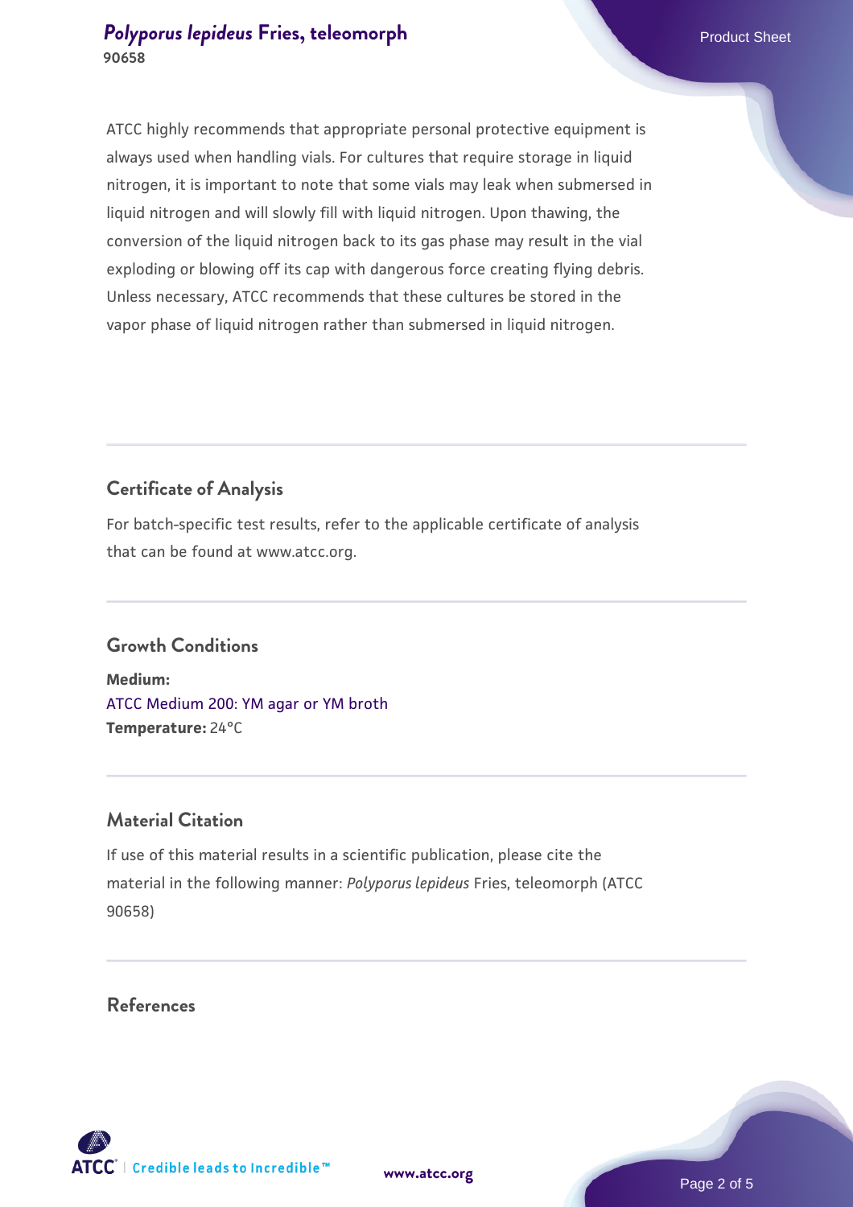ATCC highly recommends that appropriate personal protective equipment is always used when handling vials. For cultures that require storage in liquid nitrogen, it is important to note that some vials may leak when submersed in liquid nitrogen and will slowly fill with liquid nitrogen. Upon thawing, the conversion of the liquid nitrogen back to its gas phase may result in the vial exploding or blowing off its cap with dangerous force creating flying debris. Unless necessary, ATCC recommends that these cultures be stored in the vapor phase of liquid nitrogen rather than submersed in liquid nitrogen.

## Certificate of Analysis

For batch-specific test results, refer to the applicable certificate of analysis that can be found at www.atcc.org.

## Growth Conditions

**Medium:**
ATCC Medium 200: YM agar or YM broth
**Temperature:** 24°C

## Material Citation

If use of this material results in a scientific publication, please cite the material in the following manner: *Polyporus lepideus* Fries, teleomorph (ATCC 90658)

## References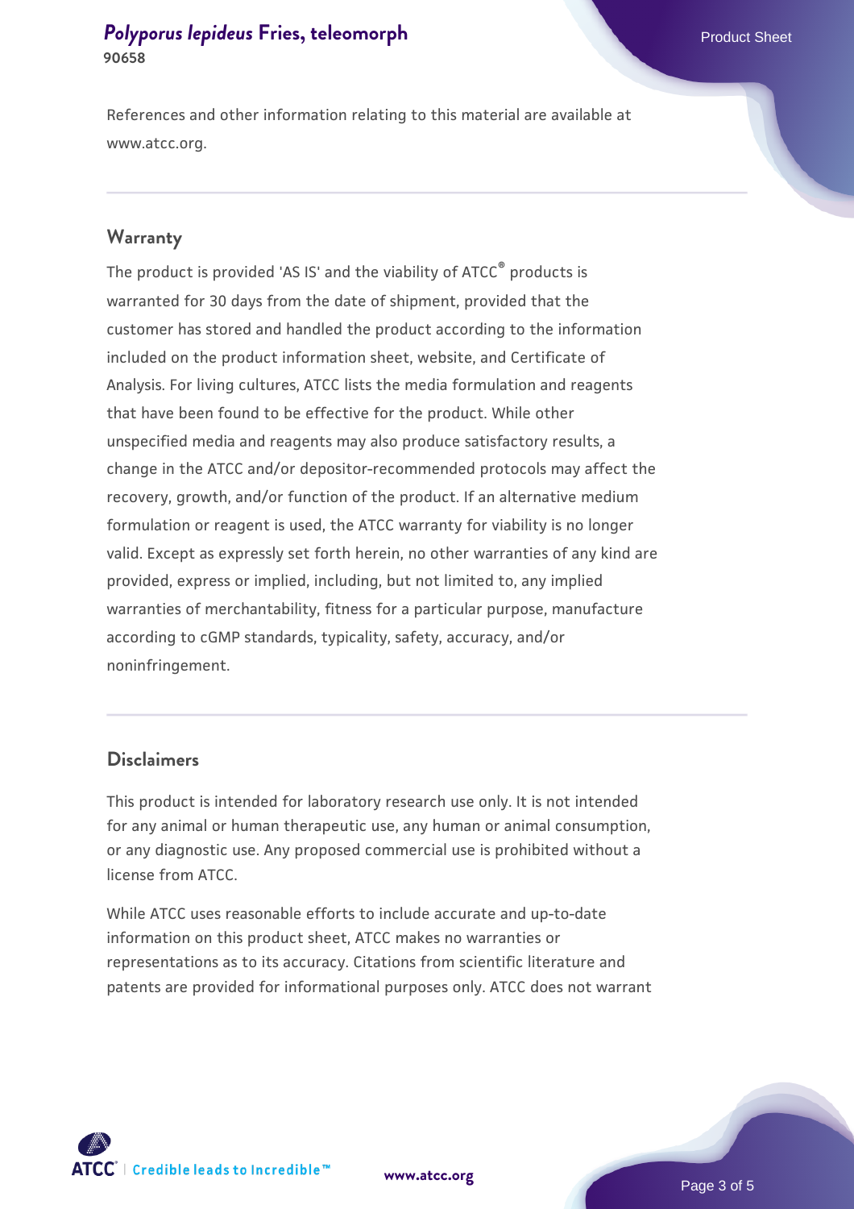References and other information relating to this material are available at www.atcc.org.

## Warranty

The product is provided 'AS IS' and the viability of ATCC® products is warranted for 30 days from the date of shipment, provided that the customer has stored and handled the product according to the information included on the product information sheet, website, and Certificate of Analysis. For living cultures, ATCC lists the media formulation and reagents that have been found to be effective for the product. While other unspecified media and reagents may also produce satisfactory results, a change in the ATCC and/or depositor-recommended protocols may affect the recovery, growth, and/or function of the product. If an alternative medium formulation or reagent is used, the ATCC warranty for viability is no longer valid. Except as expressly set forth herein, no other warranties of any kind are provided, express or implied, including, but not limited to, any implied warranties of merchantability, fitness for a particular purpose, manufacture according to cGMP standards, typicality, safety, accuracy, and/or noninfringement.

## Disclaimers

This product is intended for laboratory research use only. It is not intended for any animal or human therapeutic use, any human or animal consumption, or any diagnostic use. Any proposed commercial use is prohibited without a license from ATCC.

While ATCC uses reasonable efforts to include accurate and up-to-date information on this product sheet, ATCC makes no warranties or representations as to its accuracy. Citations from scientific literature and patents are provided for informational purposes only. ATCC does not warrant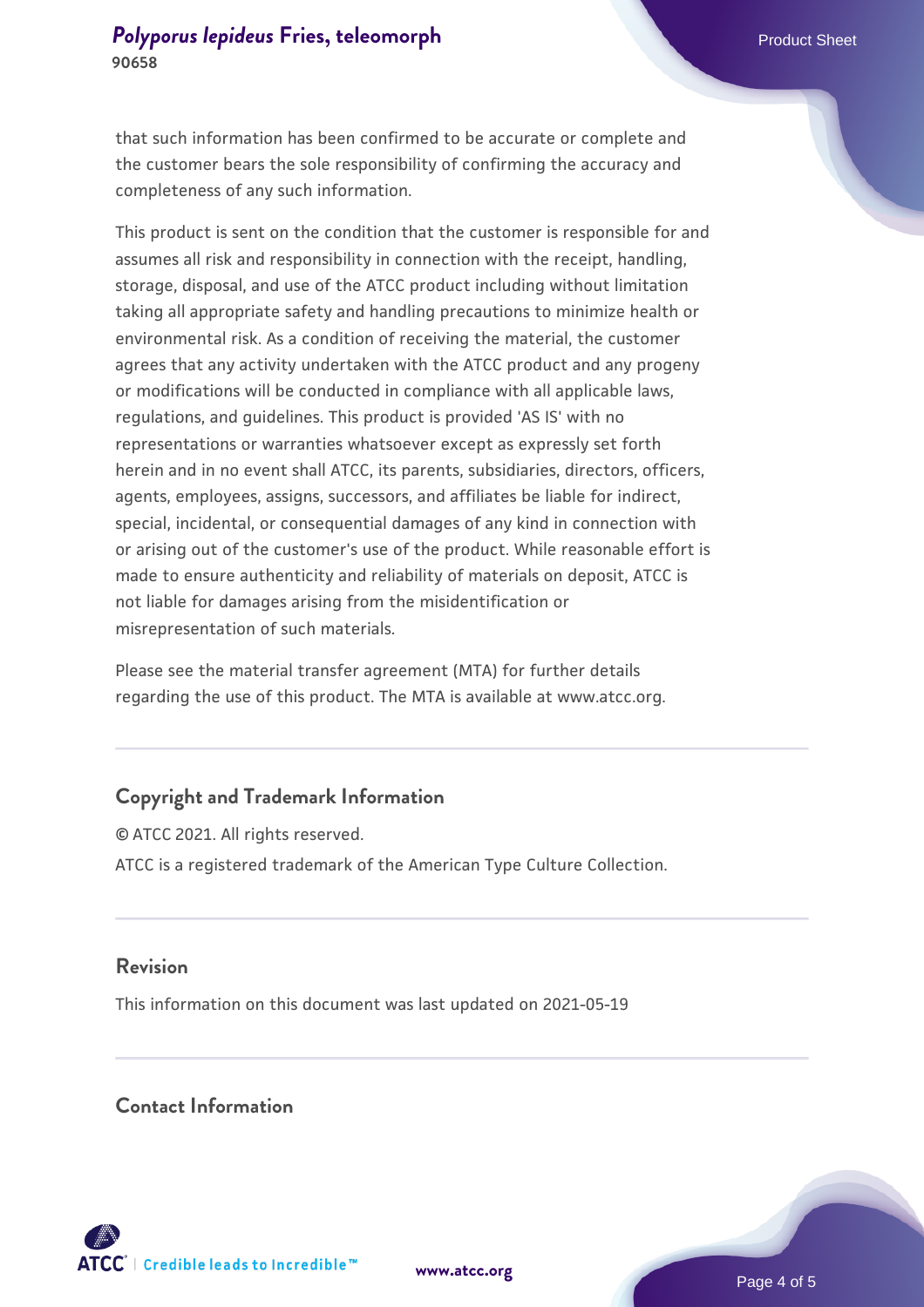that such information has been confirmed to be accurate or complete and the customer bears the sole responsibility of confirming the accuracy and completeness of any such information.

This product is sent on the condition that the customer is responsible for and assumes all risk and responsibility in connection with the receipt, handling, storage, disposal, and use of the ATCC product including without limitation taking all appropriate safety and handling precautions to minimize health or environmental risk. As a condition of receiving the material, the customer agrees that any activity undertaken with the ATCC product and any progeny or modifications will be conducted in compliance with all applicable laws, regulations, and guidelines. This product is provided 'AS IS' with no representations or warranties whatsoever except as expressly set forth herein and in no event shall ATCC, its parents, subsidiaries, directors, officers, agents, employees, assigns, successors, and affiliates be liable for indirect, special, incidental, or consequential damages of any kind in connection with or arising out of the customer's use of the product. While reasonable effort is made to ensure authenticity and reliability of materials on deposit, ATCC is not liable for damages arising from the misidentification or misrepresentation of such materials.

Please see the material transfer agreement (MTA) for further details regarding the use of this product. The MTA is available at www.atcc.org.

## Copyright and Trademark Information

© ATCC 2021. All rights reserved.

ATCC is a registered trademark of the American Type Culture Collection.

## Revision

This information on this document was last updated on 2021-05-19

## Contact Information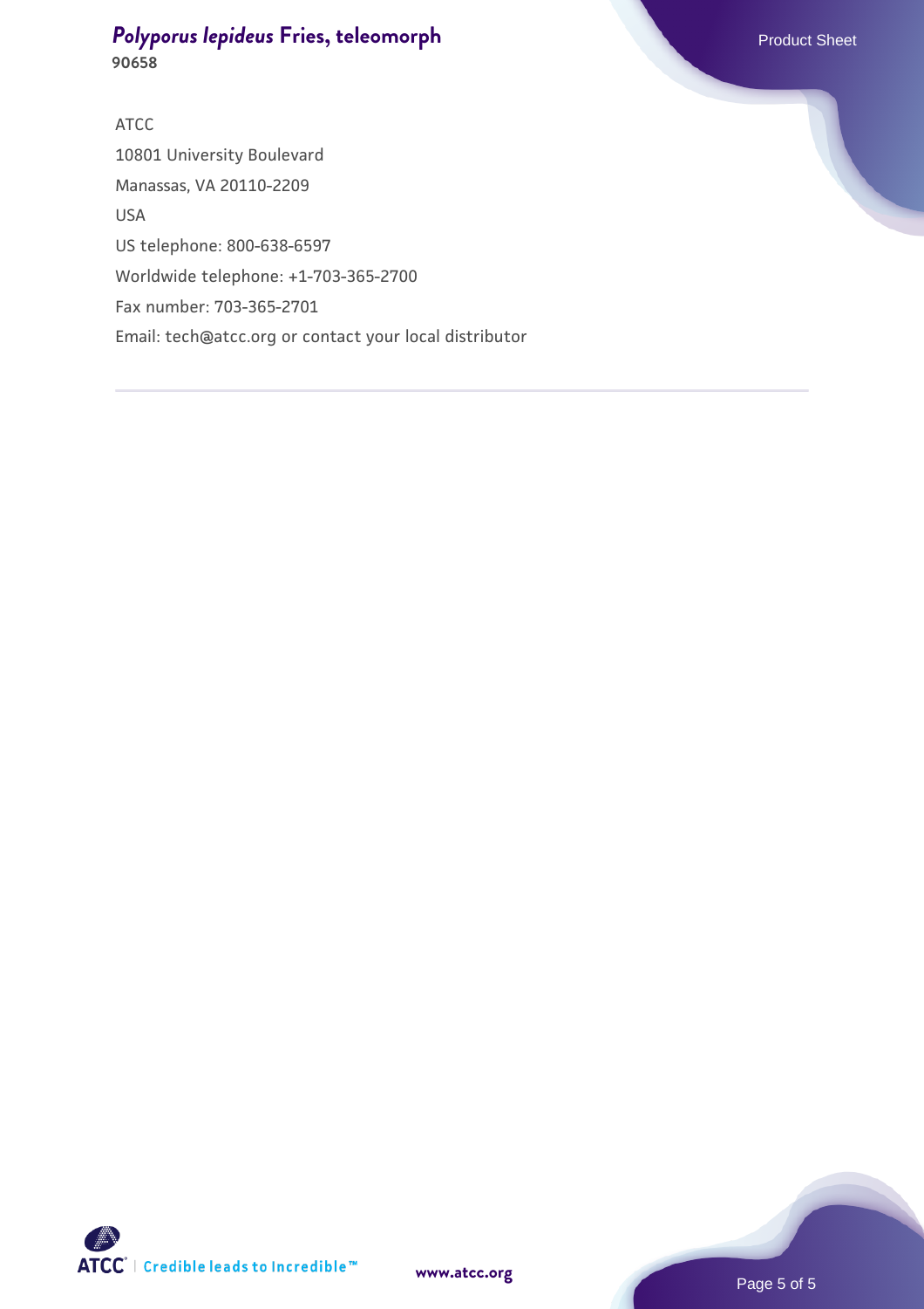ATCC

10801 University Boulevard

Manassas, VA 20110-2209

USA

US telephone: 800-638-6597

Worldwide telephone: +1-703-365-2700

Fax number: 703-365-2701

Email: tech@atcc.org or contact your local distributor